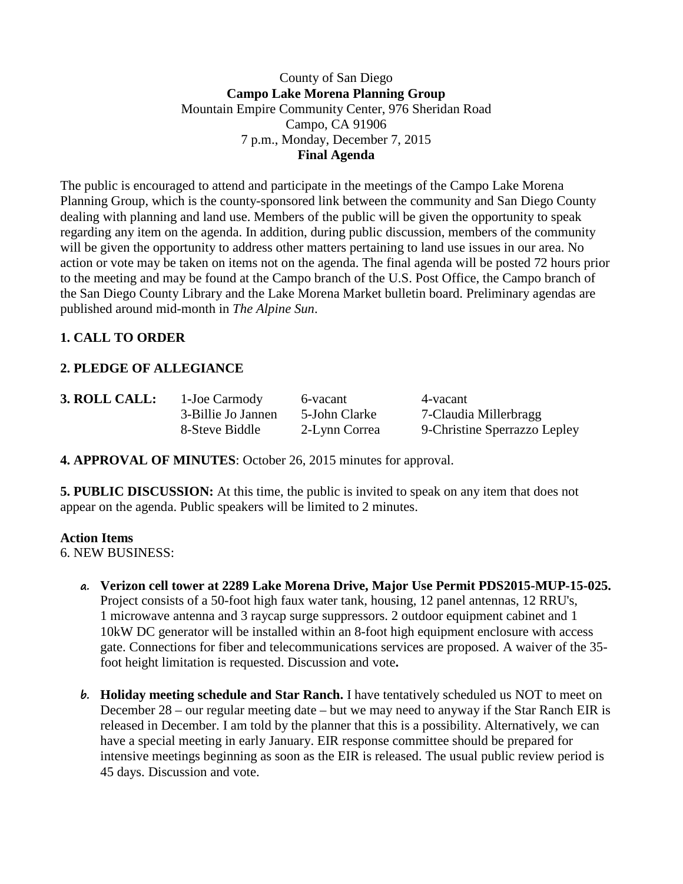County of San Diego

**Campo Lake Morena Planning Group**

Mountain Empire Community Center, 976 Sheridan Road

Campo, CA 91906

7 p.m., Monday, December 7, 2015

**Final Agenda**

The public is encouraged to attend and participate in the meetings of the Campo Lake Morena Planning Group, which is the county-sponsored link between the community and San Diego County dealing with planning and land use. Members of the public will be given the opportunity to speak regarding any item on the agenda. In addition, during public discussion, members of the community will be given the opportunity to address other matters pertaining to land use issues in our area. No action or vote may be taken on items not on the agenda. The final agenda will be posted 72 hours prior to the meeting and may be found at the Campo branch of the U.S. Post Office, the Campo branch of the San Diego County Library and the Lake Morena Market bulletin board. Preliminary agendas are published around mid-month in *The Alpine Sun*.

**1. CALL TO ORDER**

**2. PLEDGE OF ALLEGIANCE**

| | | | |
|---|---|---|---|
| **3. ROLL CALL:** | 1-Joe Carmody | 6-vacant | 4-vacant |
| | 3-Billie Jo Jannen | 5-John Clarke | 7-Claudia Millerbragg |
| | 8-Steve Biddle | 2-Lynn Correa | 9-Christine Sperrazzo Lepley |

**4. APPROVAL OF MINUTES**: October 26, 2015 minutes for approval.

**5. PUBLIC DISCUSSION:** At this time, the public is invited to speak on any item that does not appear on the agenda. Public speakers will be limited to 2 minutes.

**Action Items**

6. NEW BUSINESS:

a. **Verizon cell tower at 2289 Lake Morena Drive, Major Use Permit PDS2015-MUP-15-025.** Project consists of a 50-foot high faux water tank, housing, 12 panel antennas, 12 RRU's, 1 microwave antenna and 3 raycap surge suppressors. 2 outdoor equipment cabinet and 1 10kW DC generator will be installed within an 8-foot high equipment enclosure with access gate. Connections for fiber and telecommunications services are proposed. A waiver of the 35-foot height limitation is requested. Discussion and vote**.**

b. **Holiday meeting schedule and Star Ranch.** I have tentatively scheduled us NOT to meet on December 28 – our regular meeting date – but we may need to anyway if the Star Ranch EIR is released in December. I am told by the planner that this is a possibility. Alternatively, we can have a special meeting in early January. EIR response committee should be prepared for intensive meetings beginning as soon as the EIR is released. The usual public review period is 45 days. Discussion and vote.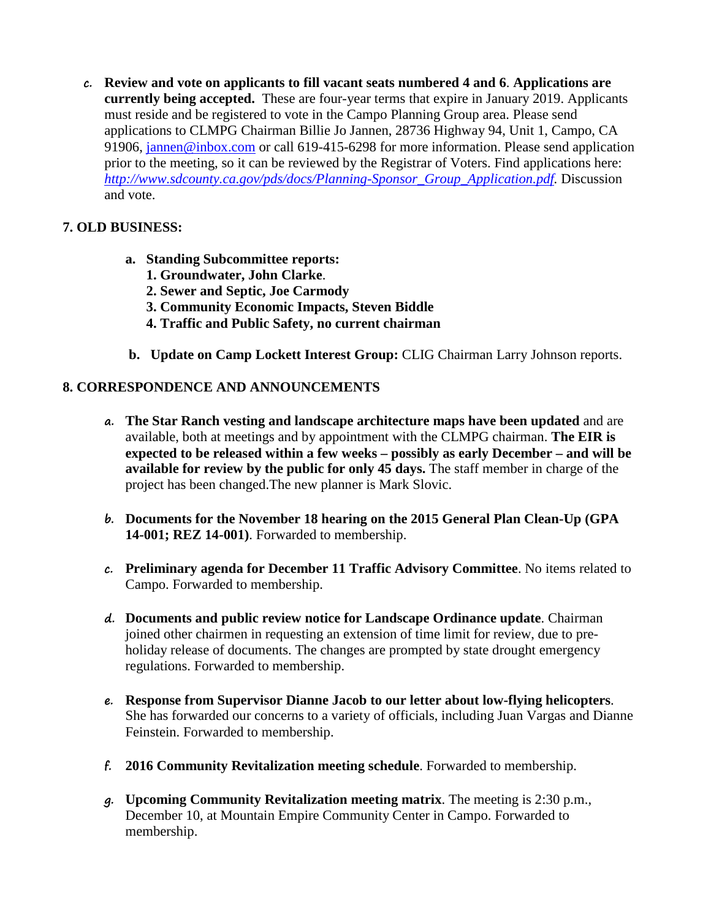c. **Review and vote on applicants to fill vacant seats numbered 4 and 6**. **Applications are currently being accepted.** These are four-year terms that expire in January 2019. Applicants must reside and be registered to vote in the Campo Planning Group area. Please send applications to CLMPG Chairman Billie Jo Jannen, 28736 Highway 94, Unit 1, Campo, CA 91906, jannen@inbox.com or call 619-415-6298 for more information. Please send application prior to the meeting, so it can be reviewed by the Registrar of Voters. Find applications here: *http://www.sdcounty.ca.gov/pds/docs/Planning-Sponsor_Group_Application.pdf*. Discussion and vote.

**7. OLD BUSINESS:**

a. **Standing Subcommittee reports:**
   1. **Groundwater, John Clarke**.
   2. **Sewer and Septic, Joe Carmody**
   3. **Community Economic Impacts, Steven Biddle**
   4. **Traffic and Public Safety, no current chairman**

b. **Update on Camp Lockett Interest Group:** CLIG Chairman Larry Johnson reports.

**8. CORRESPONDENCE AND ANNOUNCEMENTS**

a. **The Star Ranch vesting and landscape architecture maps have been updated** and are available, both at meetings and by appointment with the CLMPG chairman. **The EIR is expected to be released within a few weeks – possibly as early December – and will be available for review by the public for only 45 days.** The staff member in charge of the project has been changed.The new planner is Mark Slovic.

b. **Documents for the November 18 hearing on the 2015 General Plan Clean-Up (GPA 14-001; REZ 14-001)**. Forwarded to membership.

c. **Preliminary agenda for December 11 Traffic Advisory Committee**. No items related to Campo. Forwarded to membership.

d. **Documents and public review notice for Landscape Ordinance update**. Chairman joined other chairmen in requesting an extension of time limit for review, due to pre-holiday release of documents. The changes are prompted by state drought emergency regulations. Forwarded to membership.

e. **Response from Supervisor Dianne Jacob to our letter about low-flying helicopters**. She has forwarded our concerns to a variety of officials, including Juan Vargas and Dianne Feinstein. Forwarded to membership.

f. **2016 Community Revitalization meeting schedule**. Forwarded to membership.

g. **Upcoming Community Revitalization meeting matrix**. The meeting is 2:30 p.m., December 10, at Mountain Empire Community Center in Campo. Forwarded to membership.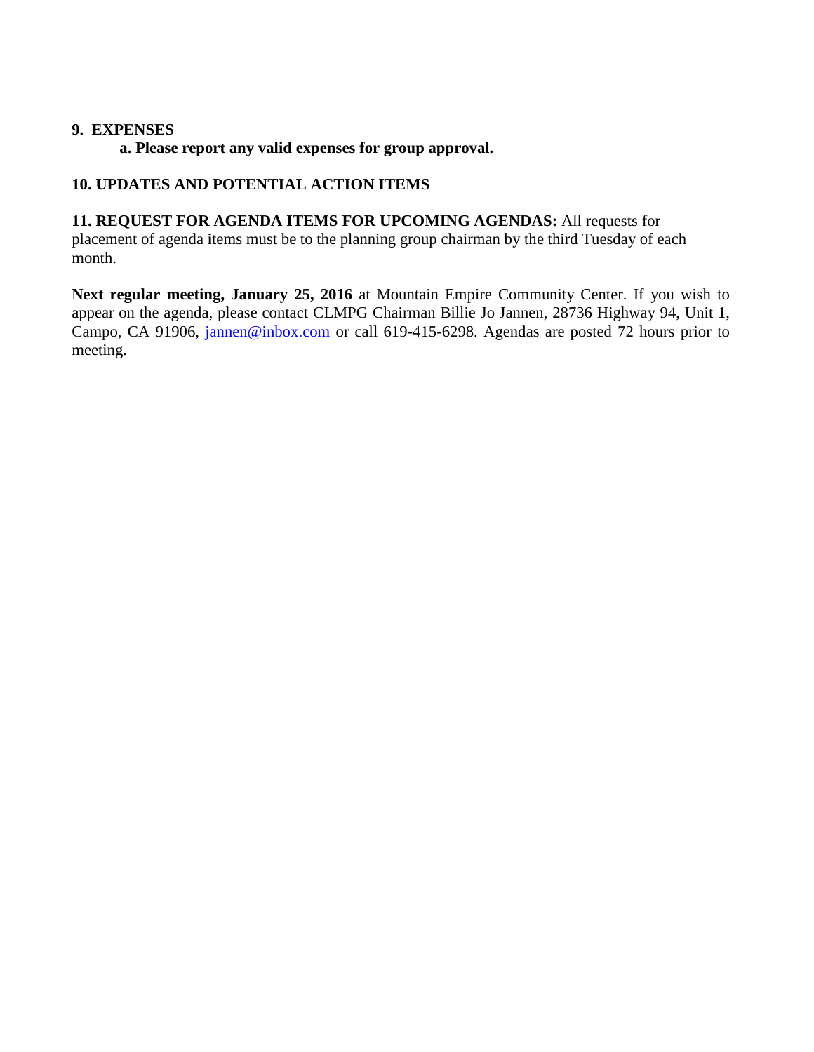**9. EXPENSES**

**a. Please report any valid expenses for group approval.**

**10. UPDATES AND POTENTIAL ACTION ITEMS**

**11. REQUEST FOR AGENDA ITEMS FOR UPCOMING AGENDAS:** All requests for placement of agenda items must be to the planning group chairman by the third Tuesday of each month.

**Next regular meeting, January 25, 2016** at Mountain Empire Community Center. If you wish to appear on the agenda, please contact CLMPG Chairman Billie Jo Jannen, 28736 Highway 94, Unit 1, Campo, CA 91906, jannen@inbox.com or call 619-415-6298. Agendas are posted 72 hours prior to meeting.